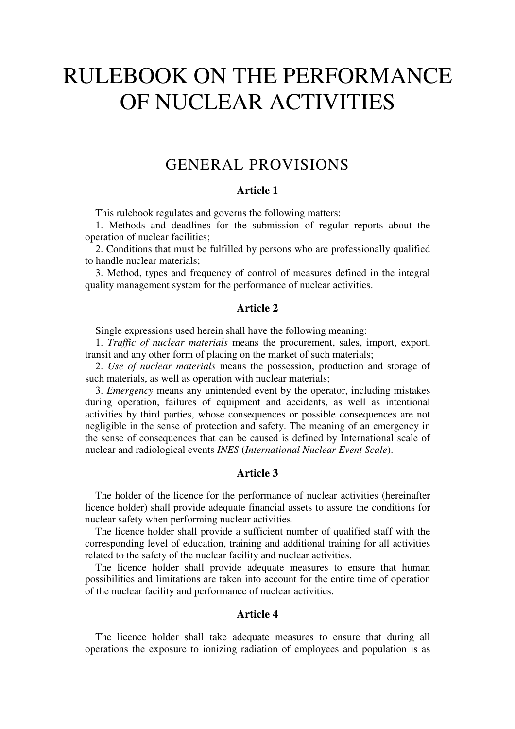# RULEBOOK ON THE PERFORMANCE OF NUCLEAR ACTIVITIES

## GENERAL PROVISIONS

### Article 1

This rulebook regulates and governs the following matters:

1. Methods and deadlines for the submission of regular reports about the operation of nuclear facilities;
2. Conditions that must be fulfilled by persons who are professionally qualified to handle nuclear materials;
3. Method, types and frequency of control of measures defined in the integral quality management system for the performance of nuclear activities.

### Article 2

Single expressions used herein shall have the following meaning:

1. *Traffic of nuclear materials* means the procurement, sales, import, export, transit and any other form of placing on the market of such materials;
2. *Use of nuclear materials* means the possession, production and storage of such materials, as well as operation with nuclear materials;
3. *Emergency* means any unintended event by the operator, including mistakes during operation, failures of equipment and accidents, as well as intentional activities by third parties, whose consequences or possible consequences are not negligible in the sense of protection and safety. The meaning of an emergency in the sense of consequences that can be caused is defined by International scale of nuclear and radiological events *INES* (*International Nuclear Event Scale*).

### Article 3

The holder of the licence for the performance of nuclear activities (hereinafter licence holder) shall provide adequate financial assets to assure the conditions for nuclear safety when performing nuclear activities.

The licence holder shall provide a sufficient number of qualified staff with the corresponding level of education, training and additional training for all activities related to the safety of the nuclear facility and nuclear activities.

The licence holder shall provide adequate measures to ensure that human possibilities and limitations are taken into account for the entire time of operation of the nuclear facility and performance of nuclear activities.

### Article 4

The licence holder shall take adequate measures to ensure that during all operations the exposure to ionizing radiation of employees and population is as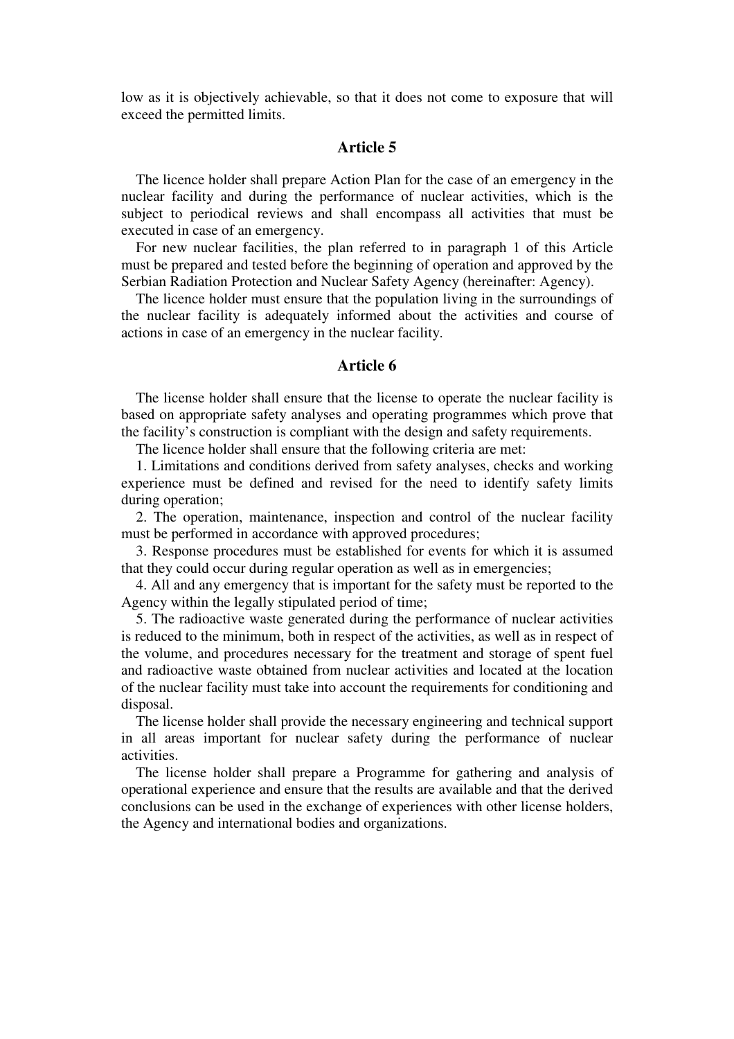low as it is objectively achievable, so that it does not come to exposure that will exceed the permitted limits.

## Article 5

The licence holder shall prepare Action Plan for the case of an emergency in the nuclear facility and during the performance of nuclear activities, which is the subject to periodical reviews and shall encompass all activities that must be executed in case of an emergency.

For new nuclear facilities, the plan referred to in paragraph 1 of this Article must be prepared and tested before the beginning of operation and approved by the Serbian Radiation Protection and Nuclear Safety Agency (hereinafter: Agency).

The licence holder must ensure that the population living in the surroundings of the nuclear facility is adequately informed about the activities and course of actions in case of an emergency in the nuclear facility.

## Article 6

The license holder shall ensure that the license to operate the nuclear facility is based on appropriate safety analyses and operating programmes which prove that the facility's construction is compliant with the design and safety requirements.

The licence holder shall ensure that the following criteria are met:

1. Limitations and conditions derived from safety analyses, checks and working experience must be defined and revised for the need to identify safety limits during operation;
2. The operation, maintenance, inspection and control of the nuclear facility must be performed in accordance with approved procedures;
3. Response procedures must be established for events for which it is assumed that they could occur during regular operation as well as in emergencies;
4. All and any emergency that is important for the safety must be reported to the Agency within the legally stipulated period of time;
5. The radioactive waste generated during the performance of nuclear activities is reduced to the minimum, both in respect of the activities, as well as in respect of the volume, and procedures necessary for the treatment and storage of spent fuel and radioactive waste obtained from nuclear activities and located at the location of the nuclear facility must take into account the requirements for conditioning and disposal.

The license holder shall provide the necessary engineering and technical support in all areas important for nuclear safety during the performance of nuclear activities.

The license holder shall prepare a Programme for gathering and analysis of operational experience and ensure that the results are available and that the derived conclusions can be used in the exchange of experiences with other license holders, the Agency and international bodies and organizations.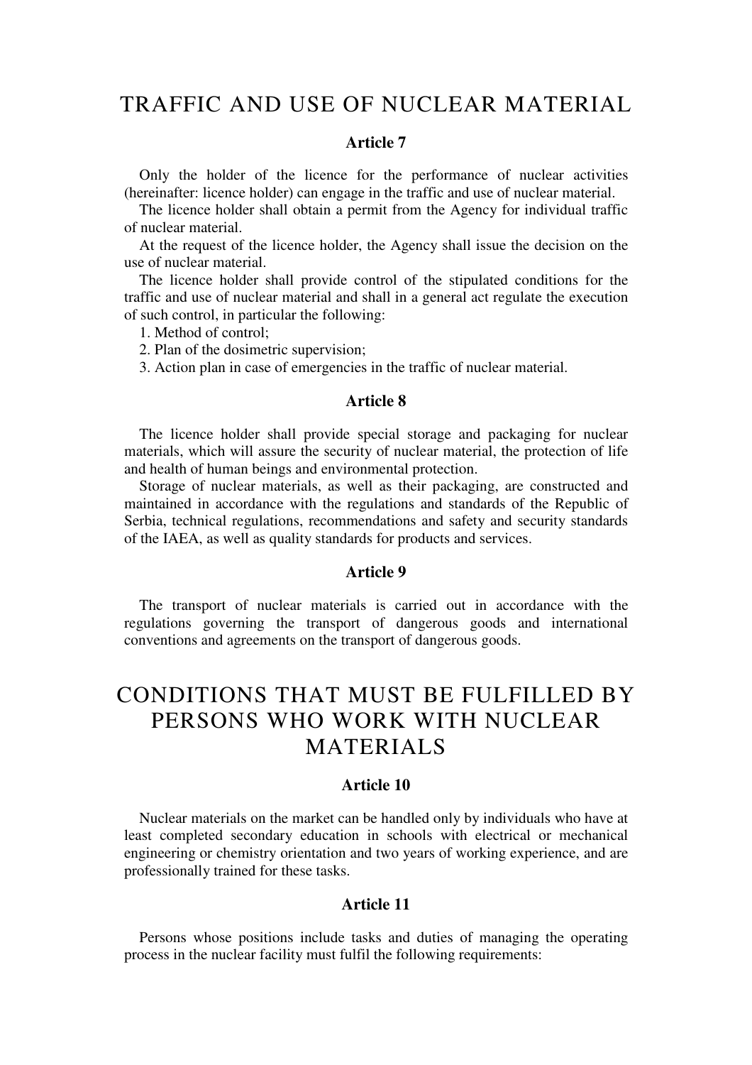## TRAFFIC AND USE OF NUCLEAR MATERIAL

### Article 7

Only the holder of the licence for the performance of nuclear activities (hereinafter: licence holder) can engage in the traffic and use of nuclear material.

The licence holder shall obtain a permit from the Agency for individual traffic of nuclear material.

At the request of the licence holder, the Agency shall issue the decision on the use of nuclear material.

The licence holder shall provide control of the stipulated conditions for the traffic and use of nuclear material and shall in a general act regulate the execution of such control, in particular the following:

1. Method of control;
2. Plan of the dosimetric supervision;
3. Action plan in case of emergencies in the traffic of nuclear material.

### Article 8

The licence holder shall provide special storage and packaging for nuclear materials, which will assure the security of nuclear material, the protection of life and health of human beings and environmental protection.

Storage of nuclear materials, as well as their packaging, are constructed and maintained in accordance with the regulations and standards of the Republic of Serbia, technical regulations, recommendations and safety and security standards of the IAEA, as well as quality standards for products and services.

### Article 9

The transport of nuclear materials is carried out in accordance with the regulations governing the transport of dangerous goods and international conventions and agreements on the transport of dangerous goods.

## CONDITIONS THAT MUST BE FULFILLED BY PERSONS WHO WORK WITH NUCLEAR MATERIALS

### Article 10

Nuclear materials on the market can be handled only by individuals who have at least completed secondary education in schools with electrical or mechanical engineering or chemistry orientation and two years of working experience, and are professionally trained for these tasks.

### Article 11

Persons whose positions include tasks and duties of managing the operating process in the nuclear facility must fulfil the following requirements: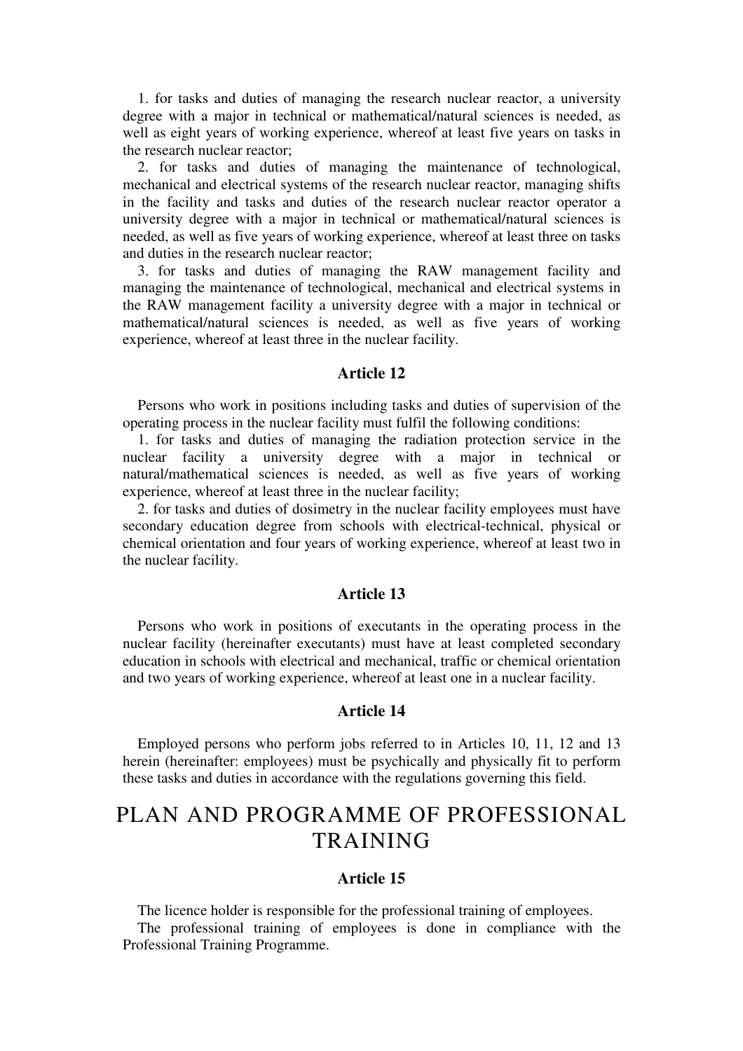1. for tasks and duties of managing the research nuclear reactor, a university degree with a major in technical or mathematical/natural sciences is needed, as well as eight years of working experience, whereof at least five years on tasks in the research nuclear reactor;

2. for tasks and duties of managing the maintenance of technological, mechanical and electrical systems of the research nuclear reactor, managing shifts in the facility and tasks and duties of the research nuclear reactor operator a university degree with a major in technical or mathematical/natural sciences is needed, as well as five years of working experience, whereof at least three on tasks and duties in the research nuclear reactor;

3. for tasks and duties of managing the RAW management facility and managing the maintenance of technological, mechanical and electrical systems in the RAW management facility a university degree with a major in technical or mathematical/natural sciences is needed, as well as five years of working experience, whereof at least three in the nuclear facility.

### Article 12

Persons who work in positions including tasks and duties of supervision of the operating process in the nuclear facility must fulfil the following conditions:

1. for tasks and duties of managing the radiation protection service in the nuclear facility a university degree with a major in technical or natural/mathematical sciences is needed, as well as five years of working experience, whereof at least three in the nuclear facility;

2. for tasks and duties of dosimetry in the nuclear facility employees must have secondary education degree from schools with electrical-technical, physical or chemical orientation and four years of working experience, whereof at least two in the nuclear facility.

### Article 13

Persons who work in positions of executants in the operating process in the nuclear facility (hereinafter executants) must have at least completed secondary education in schools with electrical and mechanical, traffic or chemical orientation and two years of working experience, whereof at least one in a nuclear facility.

### Article 14

Employed persons who perform jobs referred to in Articles 10, 11, 12 and 13 herein (hereinafter: employees) must be psychically and physically fit to perform these tasks and duties in accordance with the regulations governing this field.

## PLAN AND PROGRAMME OF PROFESSIONAL TRAINING

### Article 15

The licence holder is responsible for the professional training of employees.

The professional training of employees is done in compliance with the Professional Training Programme.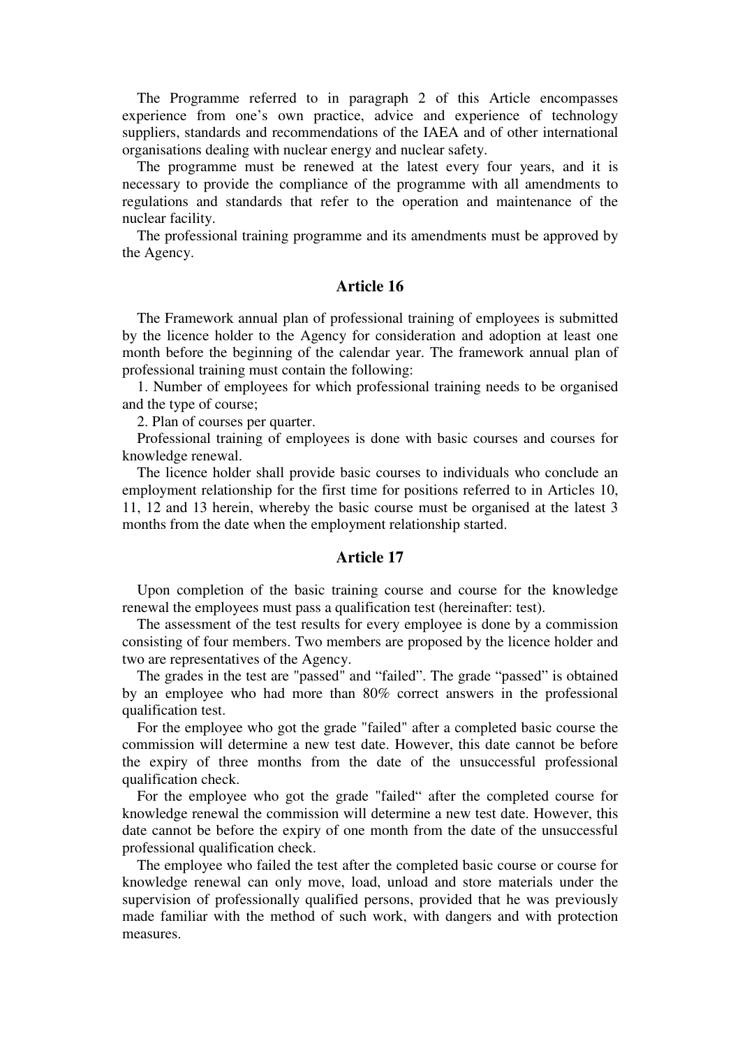The Programme referred to in paragraph 2 of this Article encompasses experience from one's own practice, advice and experience of technology suppliers, standards and recommendations of the IAEA and of other international organisations dealing with nuclear energy and nuclear safety.

The programme must be renewed at the latest every four years, and it is necessary to provide the compliance of the programme with all amendments to regulations and standards that refer to the operation and maintenance of the nuclear facility.

The professional training programme and its amendments must be approved by the Agency.

## Article 16

The Framework annual plan of professional training of employees is submitted by the licence holder to the Agency for consideration and adoption at least one month before the beginning of the calendar year. The framework annual plan of professional training must contain the following:

1. Number of employees for which professional training needs to be organised and the type of course;
2. Plan of courses per quarter.

Professional training of employees is done with basic courses and courses for knowledge renewal.

The licence holder shall provide basic courses to individuals who conclude an employment relationship for the first time for positions referred to in Articles 10, 11, 12 and 13 herein, whereby the basic course must be organised at the latest 3 months from the date when the employment relationship started.

## Article 17

Upon completion of the basic training course and course for the knowledge renewal the employees must pass a qualification test (hereinafter: test).

The assessment of the test results for every employee is done by a commission consisting of four members. Two members are proposed by the licence holder and two are representatives of the Agency.

The grades in the test are "passed" and "failed". The grade "passed" is obtained by an employee who had more than 80% correct answers in the professional qualification test.

For the employee who got the grade "failed" after a completed basic course the commission will determine a new test date. However, this date cannot be before the expiry of three months from the date of the unsuccessful professional qualification check.

For the employee who got the grade "failed" after the completed course for knowledge renewal the commission will determine a new test date. However, this date cannot be before the expiry of one month from the date of the unsuccessful professional qualification check.

The employee who failed the test after the completed basic course or course for knowledge renewal can only move, load, unload and store materials under the supervision of professionally qualified persons, provided that he was previously made familiar with the method of such work, with dangers and with protection measures.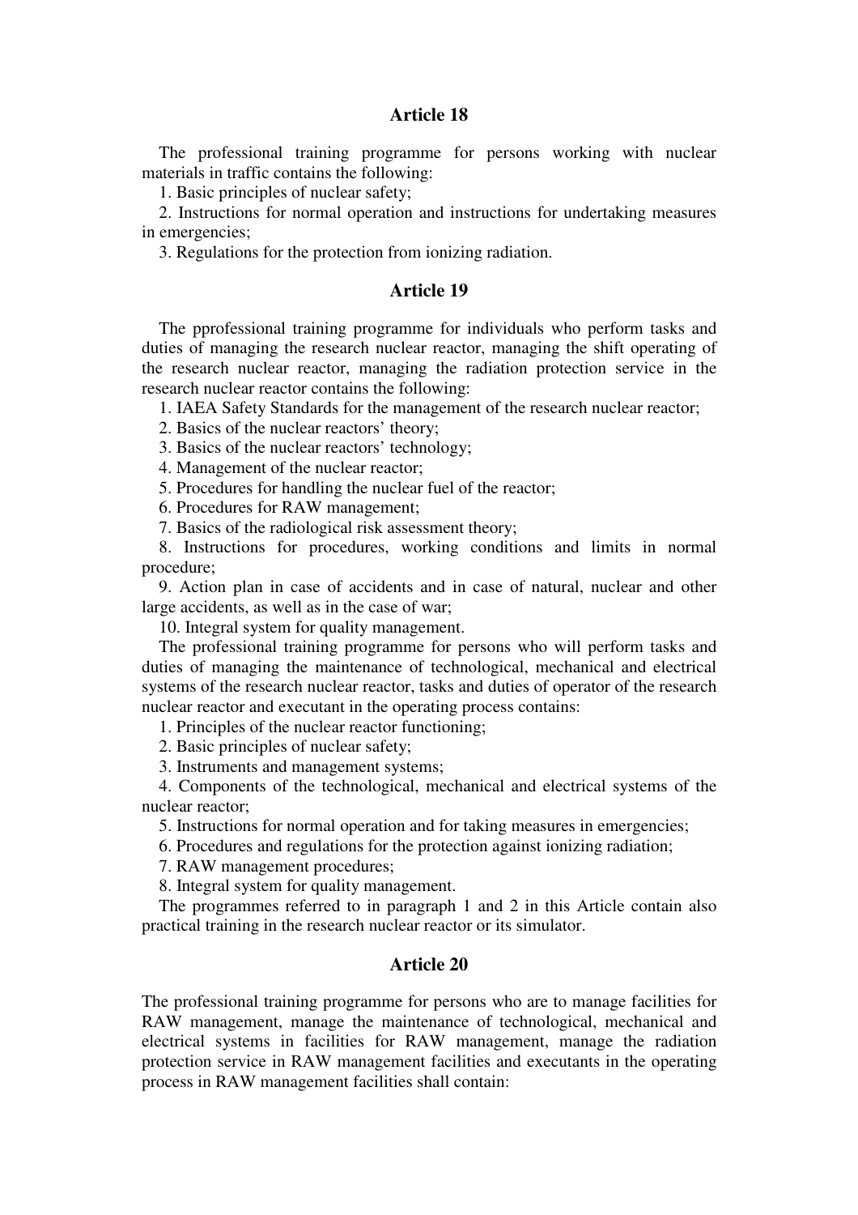## Article 18

The professional training programme for persons working with nuclear materials in traffic contains the following:

1. Basic principles of nuclear safety;
2. Instructions for normal operation and instructions for undertaking measures in emergencies;
3. Regulations for the protection from ionizing radiation.

## Article 19

The pprofessional training programme for individuals who perform tasks and duties of managing the research nuclear reactor, managing the shift operating of the research nuclear reactor, managing the radiation protection service in the research nuclear reactor contains the following:

1. IAEA Safety Standards for the management of the research nuclear reactor;
2. Basics of the nuclear reactors' theory;
3. Basics of the nuclear reactors' technology;
4. Management of the nuclear reactor;
5. Procedures for handling the nuclear fuel of the reactor;
6. Procedures for RAW management;
7. Basics of the radiological risk assessment theory;
8. Instructions for procedures, working conditions and limits in normal procedure;
9. Action plan in case of accidents and in case of natural, nuclear and other large accidents, as well as in the case of war;
10. Integral system for quality management.

The professional training programme for persons who will perform tasks and duties of managing the maintenance of technological, mechanical and electrical systems of the research nuclear reactor, tasks and duties of operator of the research nuclear reactor and executant in the operating process contains:

1. Principles of the nuclear reactor functioning;
2. Basic principles of nuclear safety;
3. Instruments and management systems;
4. Components of the technological, mechanical and electrical systems of the nuclear reactor;
5. Instructions for normal operation and for taking measures in emergencies;
6. Procedures and regulations for the protection against ionizing radiation;
7. RAW management procedures;
8. Integral system for quality management.

The programmes referred to in paragraph 1 and 2 in this Article contain also practical training in the research nuclear reactor or its simulator.

## Article 20

The professional training programme for persons who are to manage facilities for RAW management, manage the maintenance of technological, mechanical and electrical systems in facilities for RAW management, manage the radiation protection service in RAW management facilities and executants in the operating process in RAW management facilities shall contain: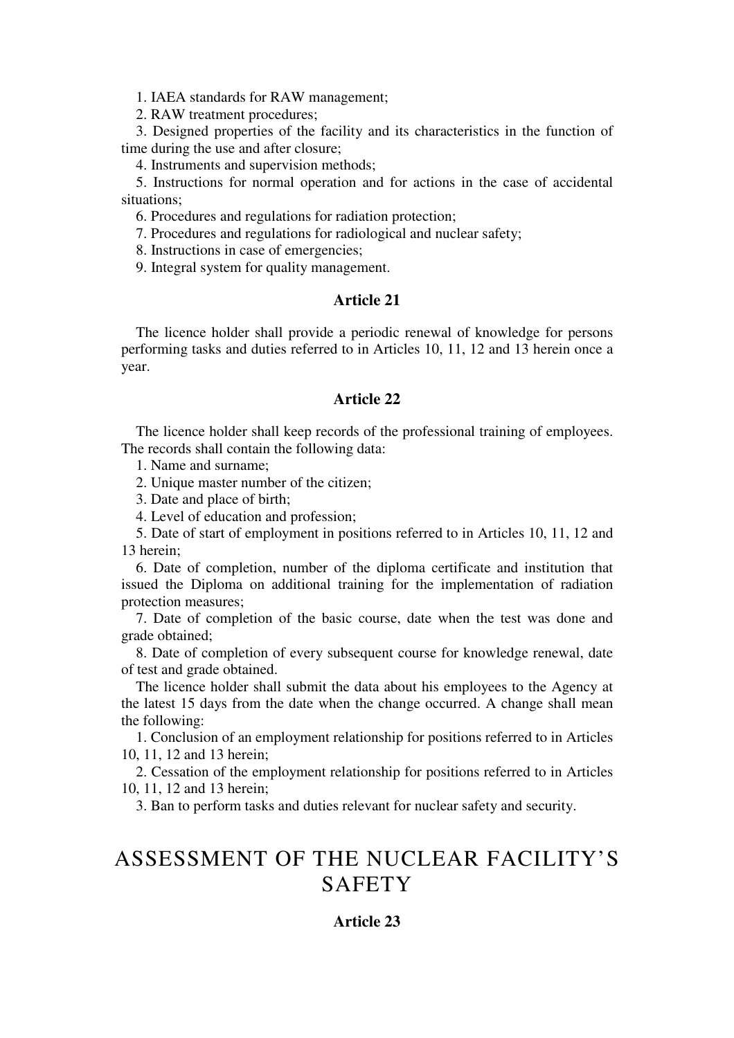1. IAEA standards for RAW management;
2. RAW treatment procedures;
3. Designed properties of the facility and its characteristics in the function of time during the use and after closure;
4. Instruments and supervision methods;
5. Instructions for normal operation and for actions in the case of accidental situations;
6. Procedures and regulations for radiation protection;
7. Procedures and regulations for radiological and nuclear safety;
8. Instructions in case of emergencies;
9. Integral system for quality management.

### Article 21

The licence holder shall provide a periodic renewal of knowledge for persons performing tasks and duties referred to in Articles 10, 11, 12 and 13 herein once a year.

### Article 22

The licence holder shall keep records of the professional training of employees. The records shall contain the following data:

1. Name and surname;
2. Unique master number of the citizen;
3. Date and place of birth;
4. Level of education and profession;
5. Date of start of employment in positions referred to in Articles 10, 11, 12 and 13 herein;
6. Date of completion, number of the diploma certificate and institution that issued the Diploma on additional training for the implementation of radiation protection measures;
7. Date of completion of the basic course, date when the test was done and grade obtained;
8. Date of completion of every subsequent course for knowledge renewal, date of test and grade obtained.

The licence holder shall submit the data about his employees to the Agency at the latest 15 days from the date when the change occurred. A change shall mean the following:

1. Conclusion of an employment relationship for positions referred to in Articles 10, 11, 12 and 13 herein;
2. Cessation of the employment relationship for positions referred to in Articles 10, 11, 12 and 13 herein;
3. Ban to perform tasks and duties relevant for nuclear safety and security.

## ASSESSMENT OF THE NUCLEAR FACILITY'S SAFETY

### Article 23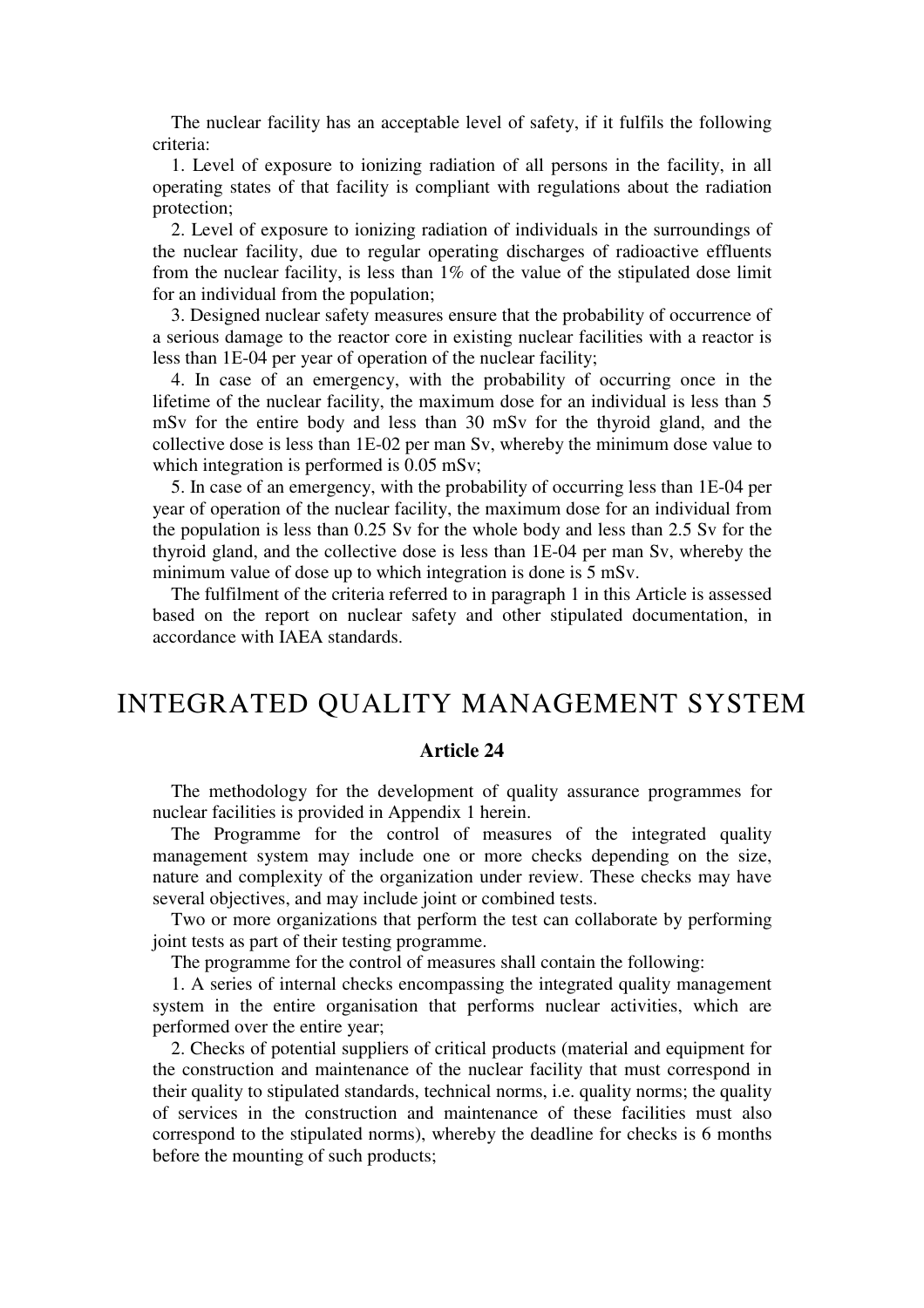The nuclear facility has an acceptable level of safety, if it fulfils the following criteria:

1. Level of exposure to ionizing radiation of all persons in the facility, in all operating states of that facility is compliant with regulations about the radiation protection;

2. Level of exposure to ionizing radiation of individuals in the surroundings of the nuclear facility, due to regular operating discharges of radioactive effluents from the nuclear facility, is less than 1% of the value of the stipulated dose limit for an individual from the population;

3. Designed nuclear safety measures ensure that the probability of occurrence of a serious damage to the reactor core in existing nuclear facilities with a reactor is less than 1E-04 per year of operation of the nuclear facility;

4. In case of an emergency, with the probability of occurring once in the lifetime of the nuclear facility, the maximum dose for an individual is less than 5 mSv for the entire body and less than 30 mSv for the thyroid gland, and the collective dose is less than 1E-02 per man Sv, whereby the minimum dose value to which integration is performed is 0.05 mSv;

5. In case of an emergency, with the probability of occurring less than 1E-04 per year of operation of the nuclear facility, the maximum dose for an individual from the population is less than 0.25 Sv for the whole body and less than 2.5 Sv for the thyroid gland, and the collective dose is less than 1E-04 per man Sv, whereby the minimum value of dose up to which integration is done is 5 mSv.

The fulfilment of the criteria referred to in paragraph 1 in this Article is assessed based on the report on nuclear safety and other stipulated documentation, in accordance with IAEA standards.

# INTEGRATED QUALITY MANAGEMENT SYSTEM

### Article 24

The methodology for the development of quality assurance programmes for nuclear facilities is provided in Appendix 1 herein.

The Programme for the control of measures of the integrated quality management system may include one or more checks depending on the size, nature and complexity of the organization under review. These checks may have several objectives, and may include joint or combined tests.

Two or more organizations that perform the test can collaborate by performing joint tests as part of their testing programme.

The programme for the control of measures shall contain the following:

1. A series of internal checks encompassing the integrated quality management system in the entire organisation that performs nuclear activities, which are performed over the entire year;

2. Checks of potential suppliers of critical products (material and equipment for the construction and maintenance of the nuclear facility that must correspond in their quality to stipulated standards, technical norms, i.e. quality norms; the quality of services in the construction and maintenance of these facilities must also correspond to the stipulated norms), whereby the deadline for checks is 6 months before the mounting of such products;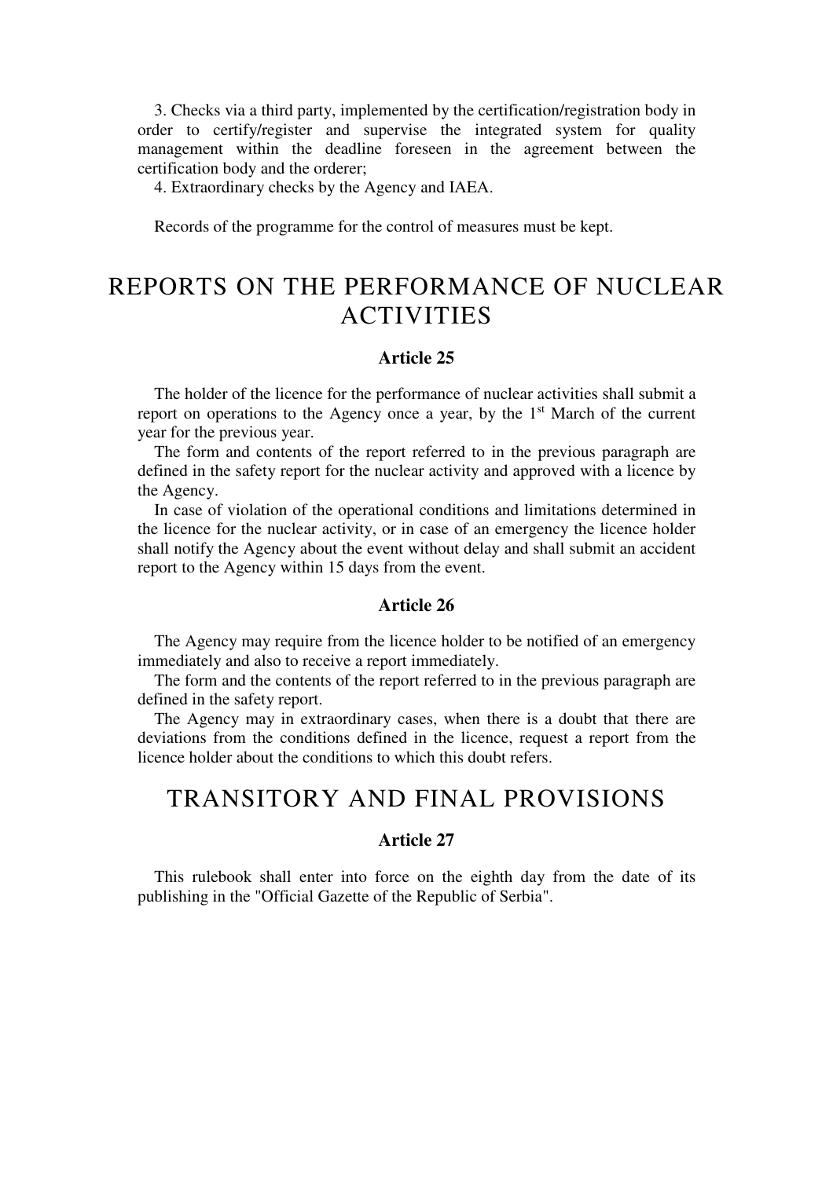3. Checks via a third party, implemented by the certification/registration body in order to certify/register and supervise the integrated system for quality management within the deadline foreseen in the agreement between the certification body and the orderer;

4. Extraordinary checks by the Agency and IAEA.

Records of the programme for the control of measures must be kept.

# REPORTS ON THE PERFORMANCE OF NUCLEAR ACTIVITIES

### Article 25

The holder of the licence for the performance of nuclear activities shall submit a report on operations to the Agency once a year, by the 1st March of the current year for the previous year.

The form and contents of the report referred to in the previous paragraph are defined in the safety report for the nuclear activity and approved with a licence by the Agency.

In case of violation of the operational conditions and limitations determined in the licence for the nuclear activity, or in case of an emergency the licence holder shall notify the Agency about the event without delay and shall submit an accident report to the Agency within 15 days from the event.

### Article 26

The Agency may require from the licence holder to be notified of an emergency immediately and also to receive a report immediately.

The form and the contents of the report referred to in the previous paragraph are defined in the safety report.

The Agency may in extraordinary cases, when there is a doubt that there are deviations from the conditions defined in the licence, request a report from the licence holder about the conditions to which this doubt refers.

# TRANSITORY AND FINAL PROVISIONS

### Article 27

This rulebook shall enter into force on the eighth day from the date of its publishing in the "Official Gazette of the Republic of Serbia".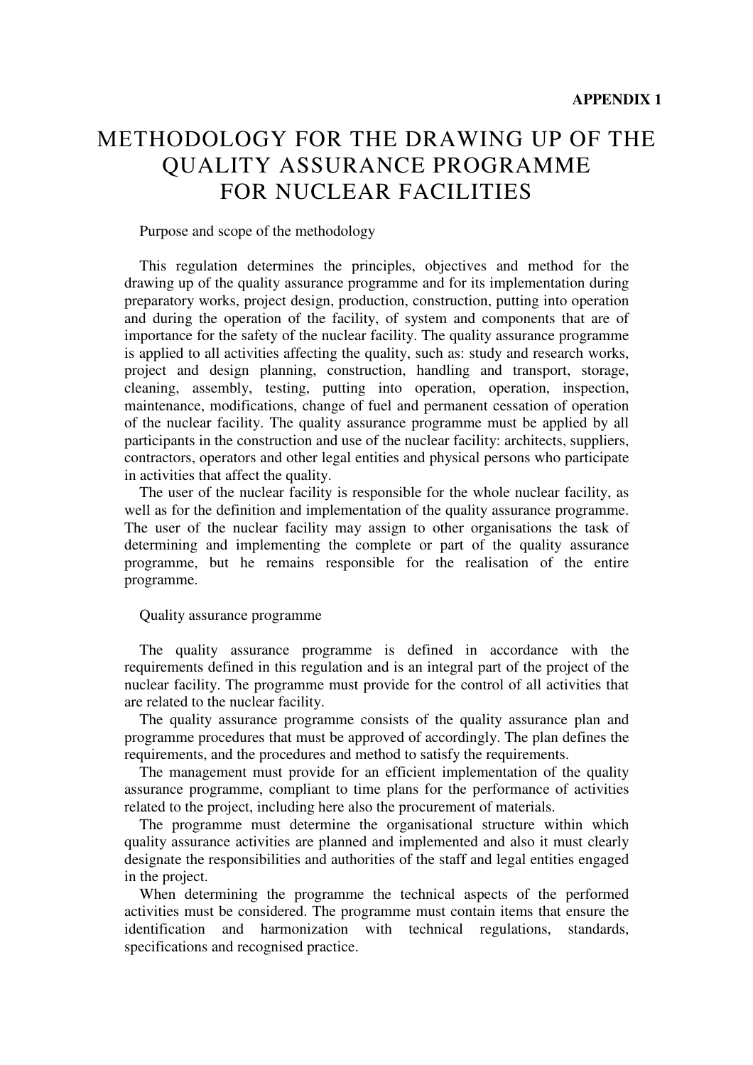**APPENDIX 1**

# METHODOLOGY FOR THE DRAWING UP OF THE QUALITY ASSURANCE PROGRAMME FOR NUCLEAR FACILITIES

Purpose and scope of the methodology

This regulation determines the principles, objectives and method for the drawing up of the quality assurance programme and for its implementation during preparatory works, project design, production, construction, putting into operation and during the operation of the facility, of system and components that are of importance for the safety of the nuclear facility. The quality assurance programme is applied to all activities affecting the quality, such as: study and research works, project and design planning, construction, handling and transport, storage, cleaning, assembly, testing, putting into operation, operation, inspection, maintenance, modifications, change of fuel and permanent cessation of operation of the nuclear facility. The quality assurance programme must be applied by all participants in the construction and use of the nuclear facility: architects, suppliers, contractors, operators and other legal entities and physical persons who participate in activities that affect the quality.

The user of the nuclear facility is responsible for the whole nuclear facility, as well as for the definition and implementation of the quality assurance programme. The user of the nuclear facility may assign to other organisations the task of determining and implementing the complete or part of the quality assurance programme, but he remains responsible for the realisation of the entire programme.

Quality assurance programme

The quality assurance programme is defined in accordance with the requirements defined in this regulation and is an integral part of the project of the nuclear facility. The programme must provide for the control of all activities that are related to the nuclear facility.

The quality assurance programme consists of the quality assurance plan and programme procedures that must be approved of accordingly. The plan defines the requirements, and the procedures and method to satisfy the requirements.

The management must provide for an efficient implementation of the quality assurance programme, compliant to time plans for the performance of activities related to the project, including here also the procurement of materials.

The programme must determine the organisational structure within which quality assurance activities are planned and implemented and also it must clearly designate the responsibilities and authorities of the staff and legal entities engaged in the project.

When determining the programme the technical aspects of the performed activities must be considered. The programme must contain items that ensure the identification and harmonization with technical regulations, standards, specifications and recognised practice.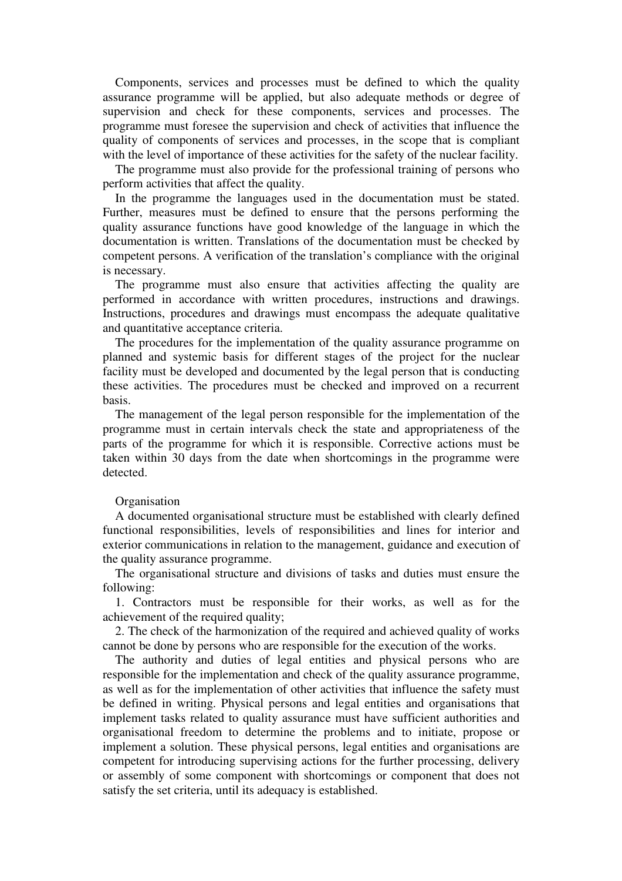Components, services and processes must be defined to which the quality assurance programme will be applied, but also adequate methods or degree of supervision and check for these components, services and processes. The programme must foresee the supervision and check of activities that influence the quality of components of services and processes, in the scope that is compliant with the level of importance of these activities for the safety of the nuclear facility.

The programme must also provide for the professional training of persons who perform activities that affect the quality.

In the programme the languages used in the documentation must be stated. Further, measures must be defined to ensure that the persons performing the quality assurance functions have good knowledge of the language in which the documentation is written. Translations of the documentation must be checked by competent persons. A verification of the translation's compliance with the original is necessary.

The programme must also ensure that activities affecting the quality are performed in accordance with written procedures, instructions and drawings. Instructions, procedures and drawings must encompass the adequate qualitative and quantitative acceptance criteria.

The procedures for the implementation of the quality assurance programme on planned and systemic basis for different stages of the project for the nuclear facility must be developed and documented by the legal person that is conducting these activities. The procedures must be checked and improved on a recurrent basis.

The management of the legal person responsible for the implementation of the programme must in certain intervals check the state and appropriateness of the parts of the programme for which it is responsible. Corrective actions must be taken within 30 days from the date when shortcomings in the programme were detected.

Organisation

A documented organisational structure must be established with clearly defined functional responsibilities, levels of responsibilities and lines for interior and exterior communications in relation to the management, guidance and execution of the quality assurance programme.

The organisational structure and divisions of tasks and duties must ensure the following:

1. Contractors must be responsible for their works, as well as for the achievement of the required quality;
2. The check of the harmonization of the required and achieved quality of works cannot be done by persons who are responsible for the execution of the works.

The authority and duties of legal entities and physical persons who are responsible for the implementation and check of the quality assurance programme, as well as for the implementation of other activities that influence the safety must be defined in writing. Physical persons and legal entities and organisations that implement tasks related to quality assurance must have sufficient authorities and organisational freedom to determine the problems and to initiate, propose or implement a solution. These physical persons, legal entities and organisations are competent for introducing supervising actions for the further processing, delivery or assembly of some component with shortcomings or component that does not satisfy the set criteria, until its adequacy is established.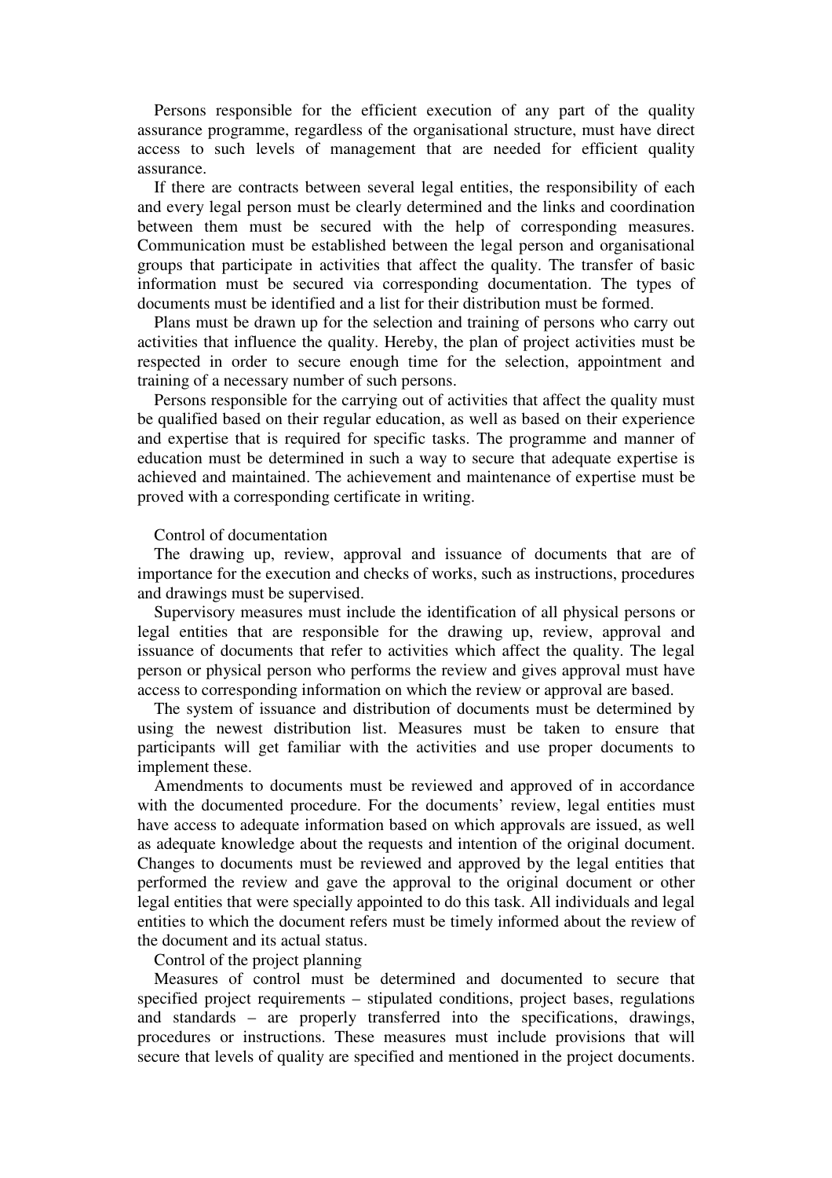Persons responsible for the efficient execution of any part of the quality assurance programme, regardless of the organisational structure, must have direct access to such levels of management that are needed for efficient quality assurance.

If there are contracts between several legal entities, the responsibility of each and every legal person must be clearly determined and the links and coordination between them must be secured with the help of corresponding measures. Communication must be established between the legal person and organisational groups that participate in activities that affect the quality. The transfer of basic information must be secured via corresponding documentation. The types of documents must be identified and a list for their distribution must be formed.

Plans must be drawn up for the selection and training of persons who carry out activities that influence the quality. Hereby, the plan of project activities must be respected in order to secure enough time for the selection, appointment and training of a necessary number of such persons.

Persons responsible for the carrying out of activities that affect the quality must be qualified based on their regular education, as well as based on their experience and expertise that is required for specific tasks. The programme and manner of education must be determined in such a way to secure that adequate expertise is achieved and maintained. The achievement and maintenance of expertise must be proved with a corresponding certificate in writing.

Control of documentation

The drawing up, review, approval and issuance of documents that are of importance for the execution and checks of works, such as instructions, procedures and drawings must be supervised.

Supervisory measures must include the identification of all physical persons or legal entities that are responsible for the drawing up, review, approval and issuance of documents that refer to activities which affect the quality. The legal person or physical person who performs the review and gives approval must have access to corresponding information on which the review or approval are based.

The system of issuance and distribution of documents must be determined by using the newest distribution list. Measures must be taken to ensure that participants will get familiar with the activities and use proper documents to implement these.

Amendments to documents must be reviewed and approved of in accordance with the documented procedure. For the documents' review, legal entities must have access to adequate information based on which approvals are issued, as well as adequate knowledge about the requests and intention of the original document. Changes to documents must be reviewed and approved by the legal entities that performed the review and gave the approval to the original document or other legal entities that were specially appointed to do this task. All individuals and legal entities to which the document refers must be timely informed about the review of the document and its actual status.

Control of the project planning

Measures of control must be determined and documented to secure that specified project requirements – stipulated conditions, project bases, regulations and standards – are properly transferred into the specifications, drawings, procedures or instructions. These measures must include provisions that will secure that levels of quality are specified and mentioned in the project documents.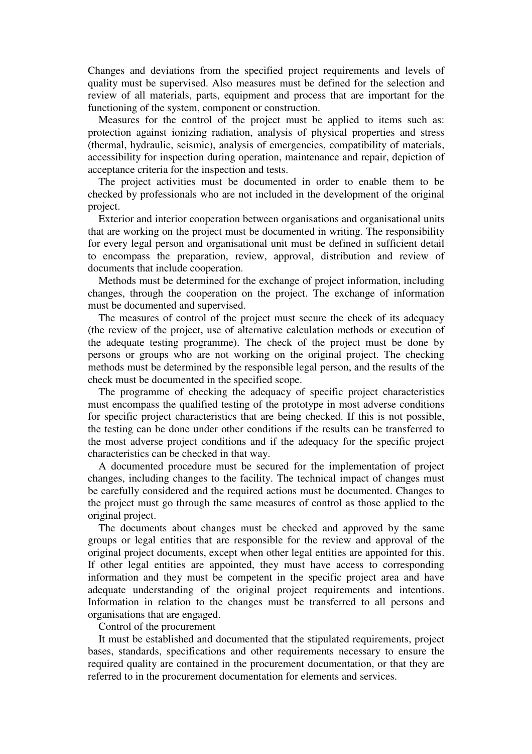Changes and deviations from the specified project requirements and levels of quality must be supervised. Also measures must be defined for the selection and review of all materials, parts, equipment and process that are important for the functioning of the system, component or construction.

Measures for the control of the project must be applied to items such as: protection against ionizing radiation, analysis of physical properties and stress (thermal, hydraulic, seismic), analysis of emergencies, compatibility of materials, accessibility for inspection during operation, maintenance and repair, depiction of acceptance criteria for the inspection and tests.

The project activities must be documented in order to enable them to be checked by professionals who are not included in the development of the original project.

Exterior and interior cooperation between organisations and organisational units that are working on the project must be documented in writing. The responsibility for every legal person and organisational unit must be defined in sufficient detail to encompass the preparation, review, approval, distribution and review of documents that include cooperation.

Methods must be determined for the exchange of project information, including changes, through the cooperation on the project. The exchange of information must be documented and supervised.

The measures of control of the project must secure the check of its adequacy (the review of the project, use of alternative calculation methods or execution of the adequate testing programme). The check of the project must be done by persons or groups who are not working on the original project. The checking methods must be determined by the responsible legal person, and the results of the check must be documented in the specified scope.

The programme of checking the adequacy of specific project characteristics must encompass the qualified testing of the prototype in most adverse conditions for specific project characteristics that are being checked. If this is not possible, the testing can be done under other conditions if the results can be transferred to the most adverse project conditions and if the adequacy for the specific project characteristics can be checked in that way.

A documented procedure must be secured for the implementation of project changes, including changes to the facility. The technical impact of changes must be carefully considered and the required actions must be documented. Changes to the project must go through the same measures of control as those applied to the original project.

The documents about changes must be checked and approved by the same groups or legal entities that are responsible for the review and approval of the original project documents, except when other legal entities are appointed for this. If other legal entities are appointed, they must have access to corresponding information and they must be competent in the specific project area and have adequate understanding of the original project requirements and intentions. Information in relation to the changes must be transferred to all persons and organisations that are engaged.

Control of the procurement

It must be established and documented that the stipulated requirements, project bases, standards, specifications and other requirements necessary to ensure the required quality are contained in the procurement documentation, or that they are referred to in the procurement documentation for elements and services.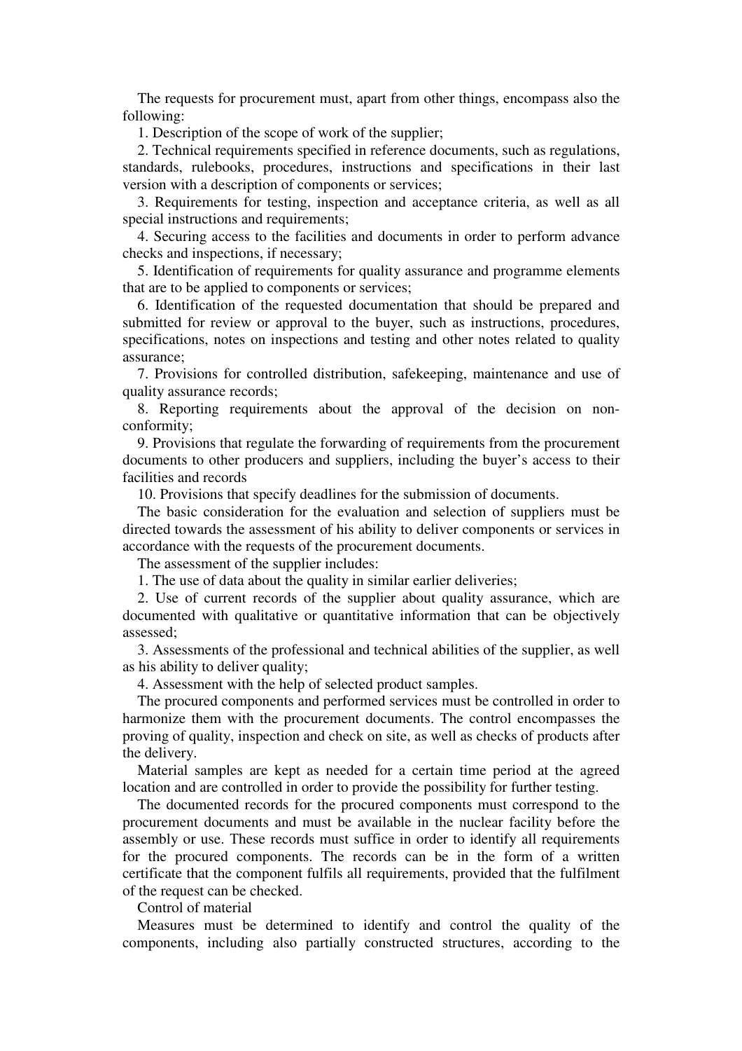The requests for procurement must, apart from other things, encompass also the following:

1. Description of the scope of work of the supplier;
2. Technical requirements specified in reference documents, such as regulations, standards, rulebooks, procedures, instructions and specifications in their last version with a description of components or services;
3. Requirements for testing, inspection and acceptance criteria, as well as all special instructions and requirements;
4. Securing access to the facilities and documents in order to perform advance checks and inspections, if necessary;
5. Identification of requirements for quality assurance and programme elements that are to be applied to components or services;
6. Identification of the requested documentation that should be prepared and submitted for review or approval to the buyer, such as instructions, procedures, specifications, notes on inspections and testing and other notes related to quality assurance;
7. Provisions for controlled distribution, safekeeping, maintenance and use of quality assurance records;
8. Reporting requirements about the approval of the decision on non-conformity;
9. Provisions that regulate the forwarding of requirements from the procurement documents to other producers and suppliers, including the buyer's access to their facilities and records
10. Provisions that specify deadlines for the submission of documents.

The basic consideration for the evaluation and selection of suppliers must be directed towards the assessment of his ability to deliver components or services in accordance with the requests of the procurement documents.

The assessment of the supplier includes:

1. The use of data about the quality in similar earlier deliveries;
2. Use of current records of the supplier about quality assurance, which are documented with qualitative or quantitative information that can be objectively assessed;
3. Assessments of the professional and technical abilities of the supplier, as well as his ability to deliver quality;
4. Assessment with the help of selected product samples.

The procured components and performed services must be controlled in order to harmonize them with the procurement documents. The control encompasses the proving of quality, inspection and check on site, as well as checks of products after the delivery.

Material samples are kept as needed for a certain time period at the agreed location and are controlled in order to provide the possibility for further testing.

The documented records for the procured components must correspond to the procurement documents and must be available in the nuclear facility before the assembly or use. These records must suffice in order to identify all requirements for the procured components. The records can be in the form of a written certificate that the component fulfils all requirements, provided that the fulfilment of the request can be checked.

Control of material

Measures must be determined to identify and control the quality of the components, including also partially constructed structures, according to the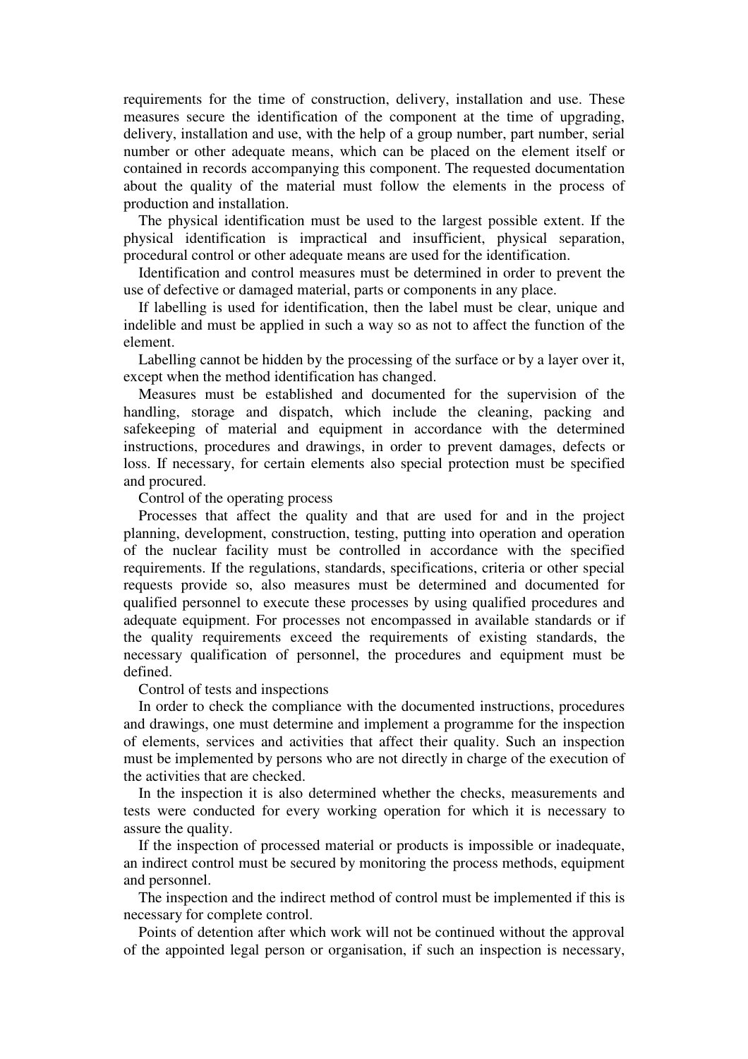requirements for the time of construction, delivery, installation and use. These measures secure the identification of the component at the time of upgrading, delivery, installation and use, with the help of a group number, part number, serial number or other adequate means, which can be placed on the element itself or contained in records accompanying this component. The requested documentation about the quality of the material must follow the elements in the process of production and installation.

The physical identification must be used to the largest possible extent. If the physical identification is impractical and insufficient, physical separation, procedural control or other adequate means are used for the identification.

Identification and control measures must be determined in order to prevent the use of defective or damaged material, parts or components in any place.

If labelling is used for identification, then the label must be clear, unique and indelible and must be applied in such a way so as not to affect the function of the element.

Labelling cannot be hidden by the processing of the surface or by a layer over it, except when the method identification has changed.

Measures must be established and documented for the supervision of the handling, storage and dispatch, which include the cleaning, packing and safekeeping of material and equipment in accordance with the determined instructions, procedures and drawings, in order to prevent damages, defects or loss. If necessary, for certain elements also special protection must be specified and procured.

Control of the operating process

Processes that affect the quality and that are used for and in the project planning, development, construction, testing, putting into operation and operation of the nuclear facility must be controlled in accordance with the specified requirements. If the regulations, standards, specifications, criteria or other special requests provide so, also measures must be determined and documented for qualified personnel to execute these processes by using qualified procedures and adequate equipment. For processes not encompassed in available standards or if the quality requirements exceed the requirements of existing standards, the necessary qualification of personnel, the procedures and equipment must be defined.

Control of tests and inspections

In order to check the compliance with the documented instructions, procedures and drawings, one must determine and implement a programme for the inspection of elements, services and activities that affect their quality. Such an inspection must be implemented by persons who are not directly in charge of the execution of the activities that are checked.

In the inspection it is also determined whether the checks, measurements and tests were conducted for every working operation for which it is necessary to assure the quality.

If the inspection of processed material or products is impossible or inadequate, an indirect control must be secured by monitoring the process methods, equipment and personnel.

The inspection and the indirect method of control must be implemented if this is necessary for complete control.

Points of detention after which work will not be continued without the approval of the appointed legal person or organisation, if such an inspection is necessary,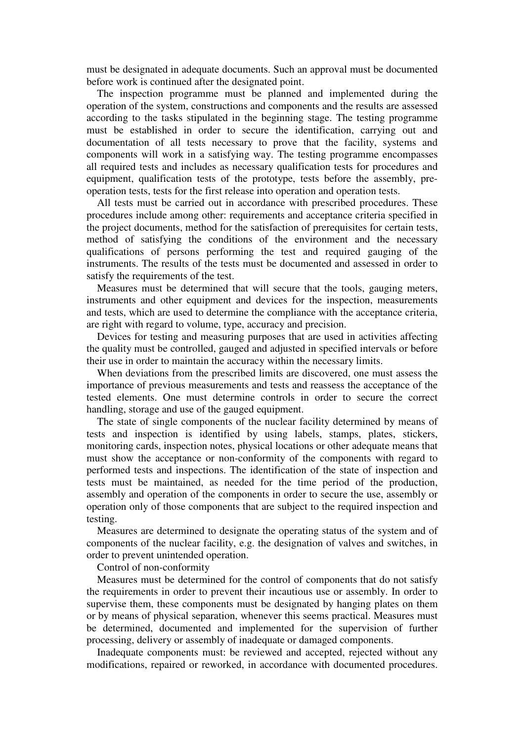must be designated in adequate documents. Such an approval must be documented before work is continued after the designated point.

The inspection programme must be planned and implemented during the operation of the system, constructions and components and the results are assessed according to the tasks stipulated in the beginning stage. The testing programme must be established in order to secure the identification, carrying out and documentation of all tests necessary to prove that the facility, systems and components will work in a satisfying way. The testing programme encompasses all required tests and includes as necessary qualification tests for procedures and equipment, qualification tests of the prototype, tests before the assembly, pre-operation tests, tests for the first release into operation and operation tests.

All tests must be carried out in accordance with prescribed procedures. These procedures include among other: requirements and acceptance criteria specified in the project documents, method for the satisfaction of prerequisites for certain tests, method of satisfying the conditions of the environment and the necessary qualifications of persons performing the test and required gauging of the instruments. The results of the tests must be documented and assessed in order to satisfy the requirements of the test.

Measures must be determined that will secure that the tools, gauging meters, instruments and other equipment and devices for the inspection, measurements and tests, which are used to determine the compliance with the acceptance criteria, are right with regard to volume, type, accuracy and precision.

Devices for testing and measuring purposes that are used in activities affecting the quality must be controlled, gauged and adjusted in specified intervals or before their use in order to maintain the accuracy within the necessary limits.

When deviations from the prescribed limits are discovered, one must assess the importance of previous measurements and tests and reassess the acceptance of the tested elements. One must determine controls in order to secure the correct handling, storage and use of the gauged equipment.

The state of single components of the nuclear facility determined by means of tests and inspection is identified by using labels, stamps, plates, stickers, monitoring cards, inspection notes, physical locations or other adequate means that must show the acceptance or non-conformity of the components with regard to performed tests and inspections. The identification of the state of inspection and tests must be maintained, as needed for the time period of the production, assembly and operation of the components in order to secure the use, assembly or operation only of those components that are subject to the required inspection and testing.

Measures are determined to designate the operating status of the system and of components of the nuclear facility, e.g. the designation of valves and switches, in order to prevent unintended operation.

Control of non-conformity

Measures must be determined for the control of components that do not satisfy the requirements in order to prevent their incautious use or assembly. In order to supervise them, these components must be designated by hanging plates on them or by means of physical separation, whenever this seems practical. Measures must be determined, documented and implemented for the supervision of further processing, delivery or assembly of inadequate or damaged components.

Inadequate components must: be reviewed and accepted, rejected without any modifications, repaired or reworked, in accordance with documented procedures.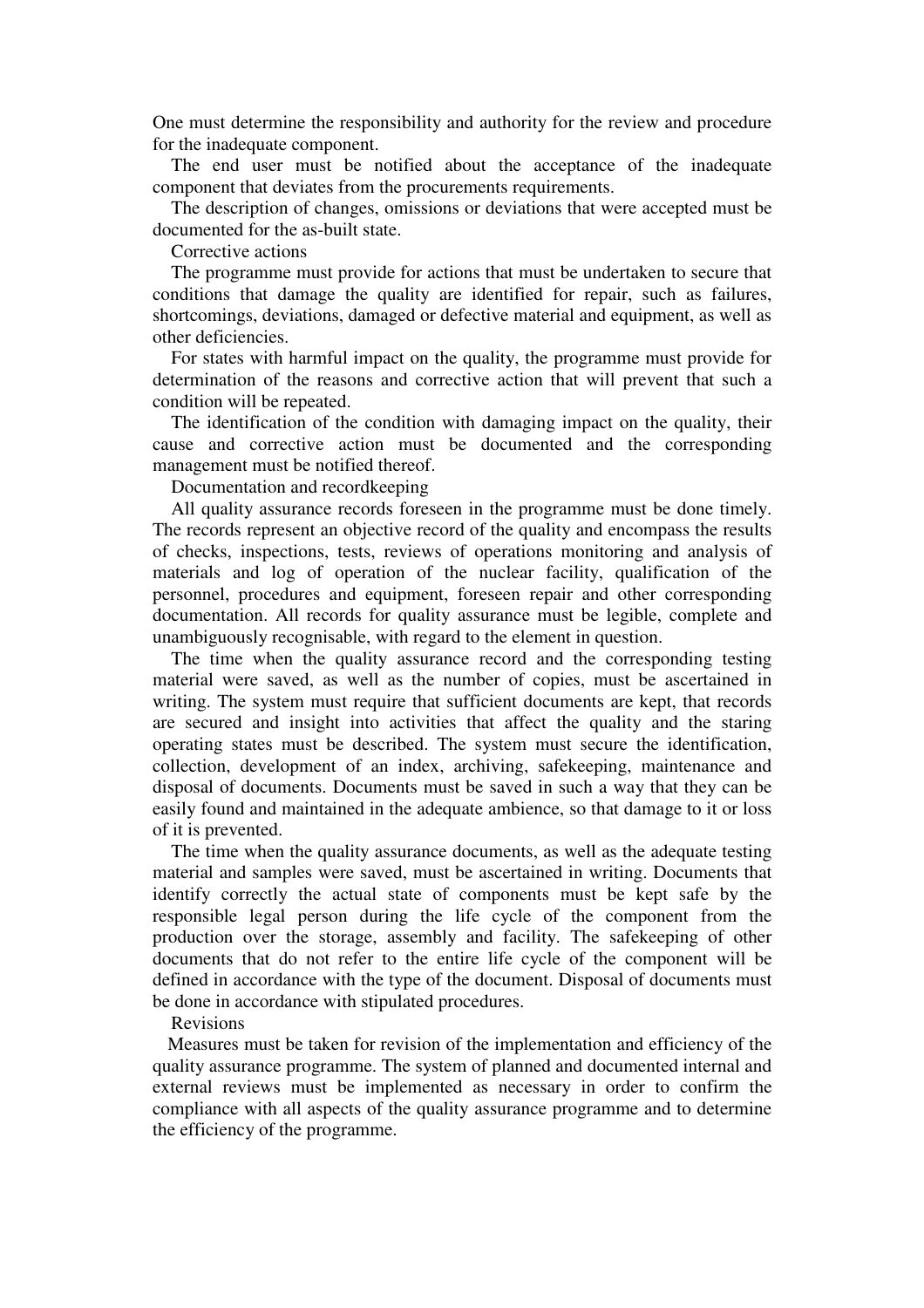One must determine the responsibility and authority for the review and procedure for the inadequate component.

The end user must be notified about the acceptance of the inadequate component that deviates from the procurements requirements.

The description of changes, omissions or deviations that were accepted must be documented for the as-built state.

Corrective actions

The programme must provide for actions that must be undertaken to secure that conditions that damage the quality are identified for repair, such as failures, shortcomings, deviations, damaged or defective material and equipment, as well as other deficiencies.

For states with harmful impact on the quality, the programme must provide for determination of the reasons and corrective action that will prevent that such a condition will be repeated.

The identification of the condition with damaging impact on the quality, their cause and corrective action must be documented and the corresponding management must be notified thereof.

Documentation and recordkeeping

All quality assurance records foreseen in the programme must be done timely. The records represent an objective record of the quality and encompass the results of checks, inspections, tests, reviews of operations monitoring and analysis of materials and log of operation of the nuclear facility, qualification of the personnel, procedures and equipment, foreseen repair and other corresponding documentation. All records for quality assurance must be legible, complete and unambiguously recognisable, with regard to the element in question.

The time when the quality assurance record and the corresponding testing material were saved, as well as the number of copies, must be ascertained in writing. The system must require that sufficient documents are kept, that records are secured and insight into activities that affect the quality and the staring operating states must be described. The system must secure the identification, collection, development of an index, archiving, safekeeping, maintenance and disposal of documents. Documents must be saved in such a way that they can be easily found and maintained in the adequate ambience, so that damage to it or loss of it is prevented.

The time when the quality assurance documents, as well as the adequate testing material and samples were saved, must be ascertained in writing. Documents that identify correctly the actual state of components must be kept safe by the responsible legal person during the life cycle of the component from the production over the storage, assembly and facility. The safekeeping of other documents that do not refer to the entire life cycle of the component will be defined in accordance with the type of the document. Disposal of documents must be done in accordance with stipulated procedures.

Revisions

Measures must be taken for revision of the implementation and efficiency of the quality assurance programme. The system of planned and documented internal and external reviews must be implemented as necessary in order to confirm the compliance with all aspects of the quality assurance programme and to determine the efficiency of the programme.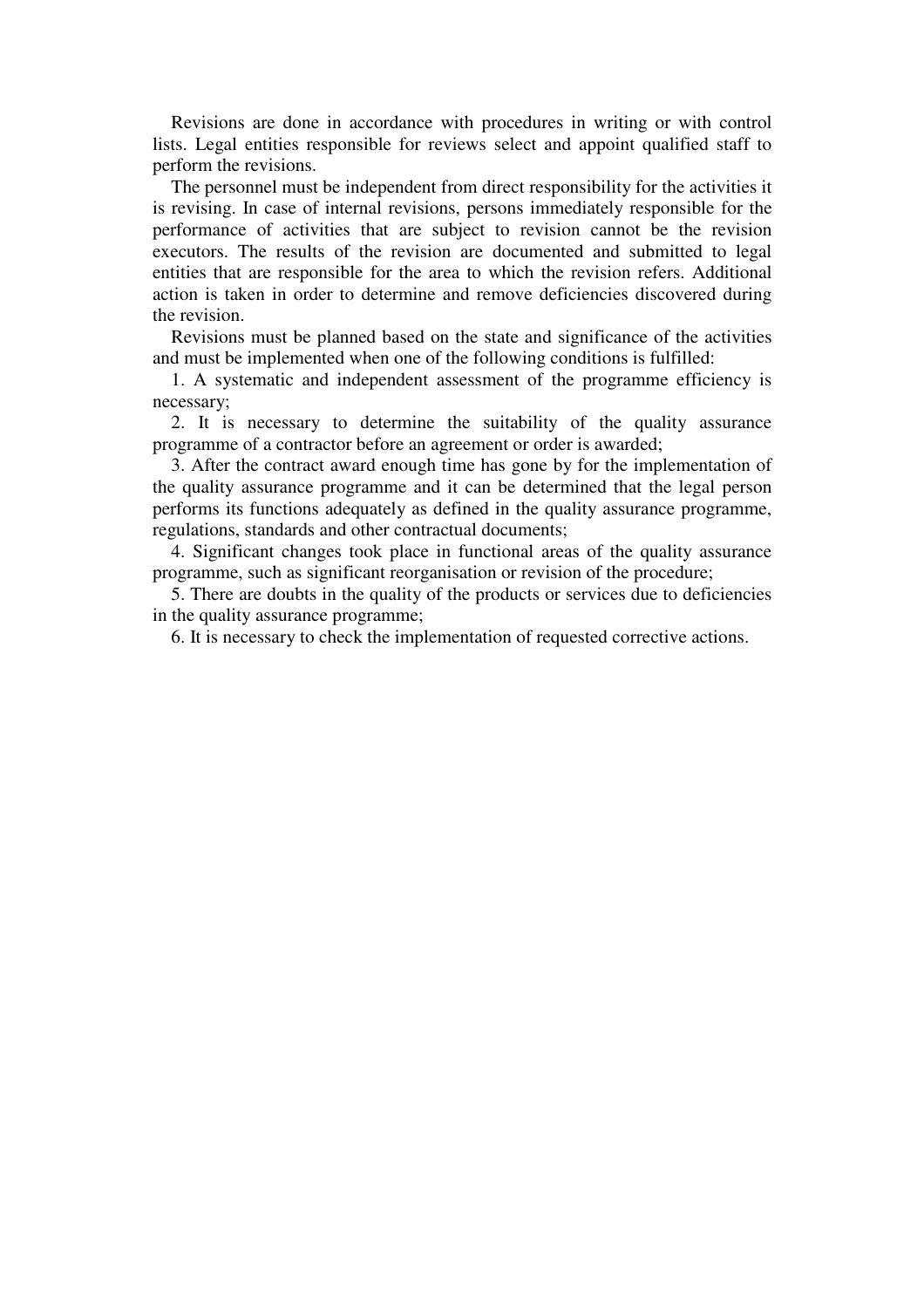Revisions are done in accordance with procedures in writing or with control lists. Legal entities responsible for reviews select and appoint qualified staff to perform the revisions.

The personnel must be independent from direct responsibility for the activities it is revising. In case of internal revisions, persons immediately responsible for the performance of activities that are subject to revision cannot be the revision executors. The results of the revision are documented and submitted to legal entities that are responsible for the area to which the revision refers. Additional action is taken in order to determine and remove deficiencies discovered during the revision.

Revisions must be planned based on the state and significance of the activities and must be implemented when one of the following conditions is fulfilled:

1. A systematic and independent assessment of the programme efficiency is necessary;
2. It is necessary to determine the suitability of the quality assurance programme of a contractor before an agreement or order is awarded;
3. After the contract award enough time has gone by for the implementation of the quality assurance programme and it can be determined that the legal person performs its functions adequately as defined in the quality assurance programme, regulations, standards and other contractual documents;
4. Significant changes took place in functional areas of the quality assurance programme, such as significant reorganisation or revision of the procedure;
5. There are doubts in the quality of the products or services due to deficiencies in the quality assurance programme;
6. It is necessary to check the implementation of requested corrective actions.